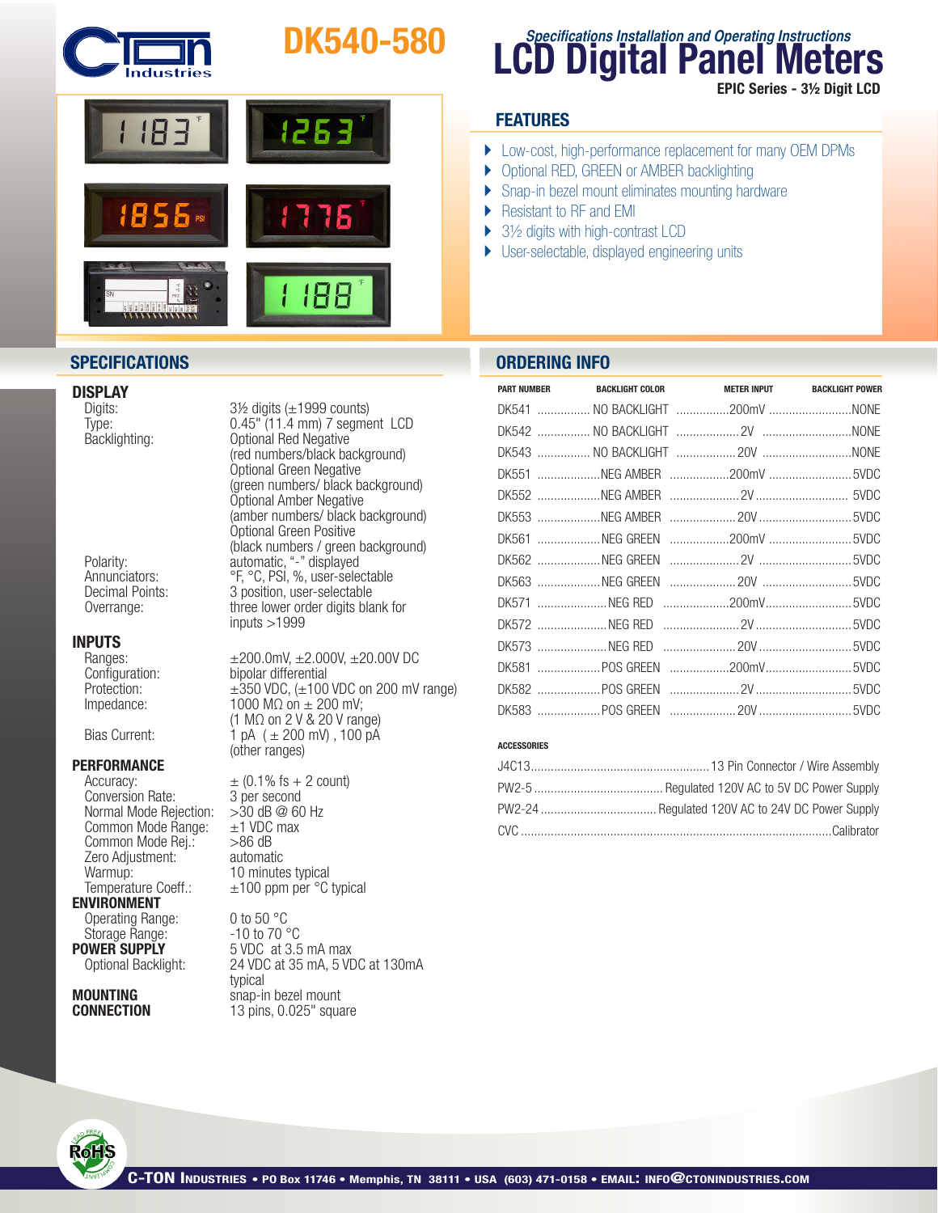# DK540-580

## Specifications Installation and Operating Instructions

# LCD Digital Panel Meters

**EPIC Series - 3½ Digit LCD**

## FEATURES

- Low-cost, high-performance replacement for many OEM DPMs
- Optional RED, GREEN or AMBER backlighting
- Snap-in bezel mount eliminates mounting hardware
- Resistant to RF and EMI
- 3½ digits with high-contrast LCD
- User-selectable, displayed engineering units

## SPECIFICATIONS

### DISPLAY

| | |
|---|---|
| Digits: | 3½ digits (±1999 counts) |
| Type: | 0.45" (11.4 mm) 7 segment LCD |
| Backlighting: | Optional Red Negative (red numbers/black background) Optional Green Negative (green numbers/ black background) Optional Amber Negative (amber numbers/ black background) Optional Green Positive (black numbers / green background) |
| Polarity: | automatic, "-" displayed |
| Annunciators: | °F, °C, PSI, %, user-selectable |
| Decimal Points: | 3 position, user-selectable |
| Overrange: | three lower order digits blank for inputs >1999 |

### INPUTS

| | |
|---|---|
| Ranges: | ±200.0mV, ±2.000V, ±20.00V DC |
| Configuration: | bipolar differential |
| Protection: | ±350 VDC, (±100 VDC on 200 mV range) |
| Impedance: | 1000 MΩ on ± 200 mV; (1 MΩ on 2 V & 20 V range) |
| Bias Current: | 1 pA ( ± 200 mV) , 100 pA (other ranges) |

### PERFORMANCE

| | |
|---|---|
| Accuracy: | ± (0.1% fs + 2 count) |
| Conversion Rate: | 3 per second |
| Normal Mode Rejection: | >30 dB @ 60 Hz |
| Common Mode Range: | ±1 VDC max |
| Common Mode Rej.: | >86 dB |
| Zero Adjustment: | automatic |
| Warmup: | 10 minutes typical |
| Temperature Coeff.: | ±100 ppm per °C typical |

### ENVIRONMENT

| | |
|---|---|
| Operating Range: | 0 to 50 °C |
| Storage Range: | -10 to 70 °C |

### POWER SUPPLY

| | |
|---|---|
| | 5 VDC at 3.5 mA max |
| Optional Backlight: | 24 VDC at 35 mA, 5 VDC at 130mA typical |

**MOUNTING** snap-in bezel mount

**CONNECTION** 13 pins, 0.025" square

## ORDERING INFO

| PART NUMBER | BACKLIGHT COLOR | METER INPUT | BACKLIGHT POWER |
|---|---|---|---|
| DK541 | NO BACKLIGHT | 200mV | NONE |
| DK542 | NO BACKLIGHT | 2V | NONE |
| DK543 | NO BACKLIGHT | 20V | NONE |
| DK551 | NEG AMBER | 200mV | 5VDC |
| DK552 | NEG AMBER | 2V | 5VDC |
| DK553 | NEG AMBER | 20V | 5VDC |
| DK561 | NEG GREEN | 200mV | 5VDC |
| DK562 | NEG GREEN | 2V | 5VDC |
| DK563 | NEG GREEN | 20V | 5VDC |
| DK571 | NEG RED | 200mV | 5VDC |
| DK572 | NEG RED | 2V | 5VDC |
| DK573 | NEG RED | 20V | 5VDC |
| DK581 | POS GREEN | 200mV | 5VDC |
| DK582 | POS GREEN | 2V | 5VDC |
| DK583 | POS GREEN | 20V | 5VDC |

### ACCESSORIES

| | |
|---|---|
| J4C13 | 13 Pin Connector / Wire Assembly |
| PW2-5 | Regulated 120V AC to 5V DC Power Supply |
| PW2-24 | Regulated 120V AC to 24V DC Power Supply |
| CVC | Calibrator |

C-TON Industries • PO Box 11746 • Memphis, TN 38111 • USA (603) 471-0158 • EMAIL: INFO@CTONINDUSTRIES.COM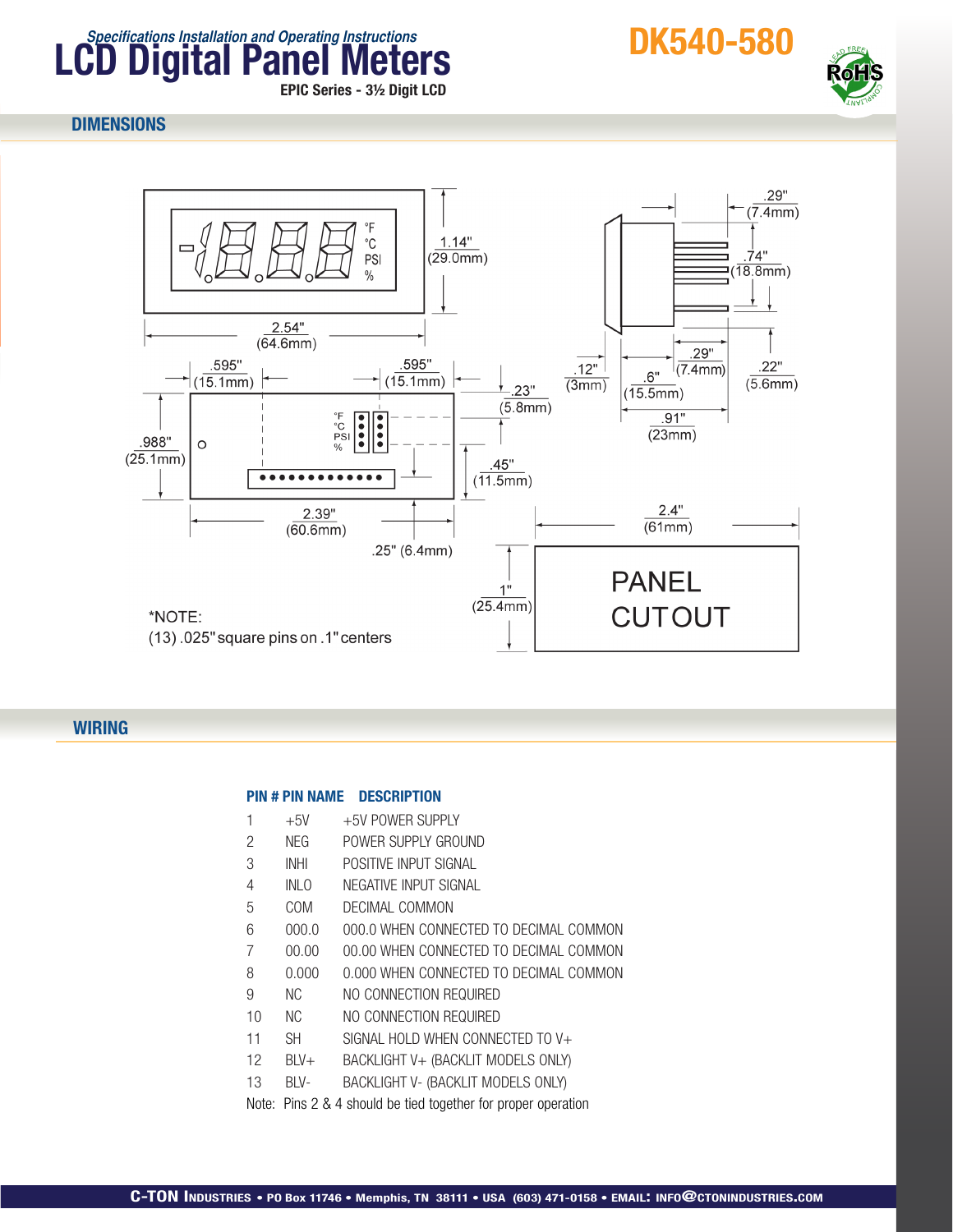*Specifications Installation and Operating Instructions*

# LCD Digital Panel Meters

**EPIC Series - 3½ Digit LCD**

**DK540-580**

## DIMENSIONS

1.14" (29.0mm)

2.54" (64.6mm)

.595" (15.1mm)

.595" (15.1mm)

.23" (5.8mm)

.988" (25.1mm)

.45" (11.5mm)

2.39" (60.6mm)

.25" (6.4mm)

.29" (7.4mm)

.74" (18.8mm)

.12" (3mm)

.6" (15.5mm)

.29" (7.4mm)

.22" (5.6mm)

.91" (23mm)

2.4" (61mm)

1" (25.4mm)

PANEL CUTOUT

*NOTE:
(13) .025" square pins on .1" centers

## WIRING

| PIN # | PIN NAME | DESCRIPTION |
|---|---|---|
| 1 | +5V | +5V POWER SUPPLY |
| 2 | NEG | POWER SUPPLY GROUND |
| 3 | INHI | POSITIVE INPUT SIGNAL |
| 4 | INLO | NEGATIVE INPUT SIGNAL |
| 5 | COM | DECIMAL COMMON |
| 6 | 000.0 | 000.0 WHEN CONNECTED TO DECIMAL COMMON |
| 7 | 00.00 | 00.00 WHEN CONNECTED TO DECIMAL COMMON |
| 8 | 0.000 | 0.000 WHEN CONNECTED TO DECIMAL COMMON |
| 9 | NC | NO CONNECTION REQUIRED |
| 10 | NC | NO CONNECTION REQUIRED |
| 11 | SH | SIGNAL HOLD WHEN CONNECTED TO V+ |
| 12 | BLV+ | BACKLIGHT V+ (BACKLIT MODELS ONLY) |
| 13 | BLV- | BACKLIGHT V- (BACKLIT MODELS ONLY) |

Note: Pins 2 & 4 should be tied together for proper operation

C-TON Industries • PO Box 11746 • Memphis, TN 38111 • USA (603) 471-0158 • EMAIL: INFO@CTONINDUSTRIES.COM